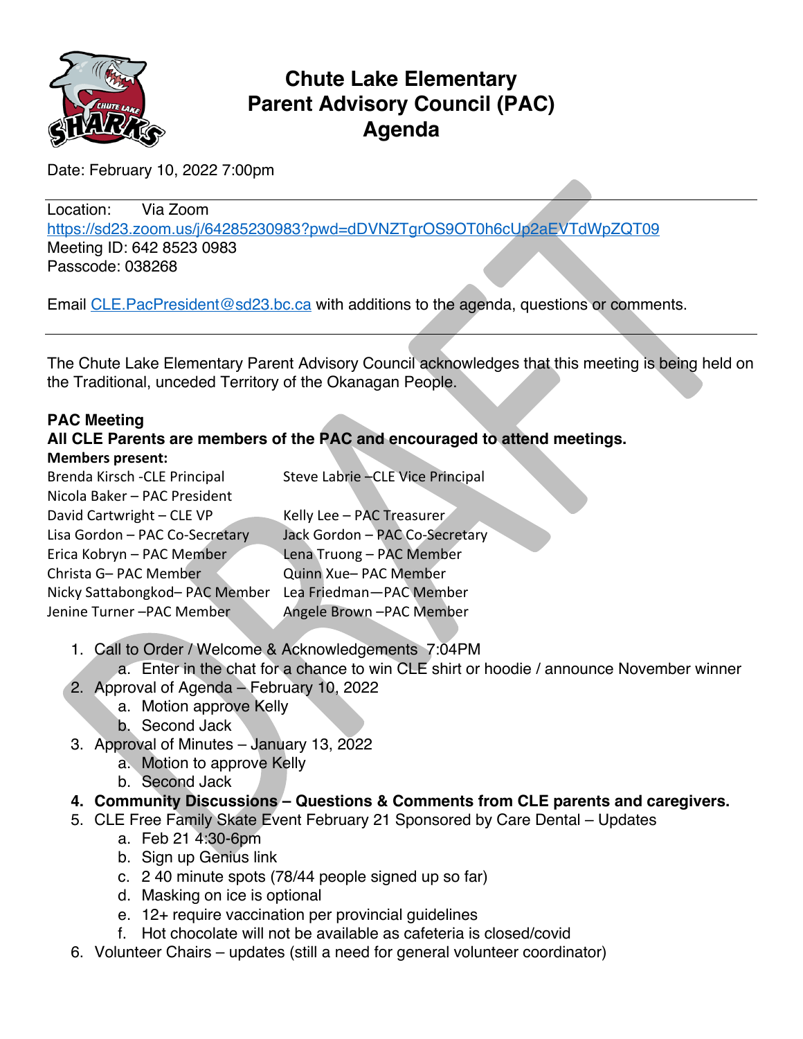# Chute Lake Elementary
# Parent Advisory Council (PAC)
# Agenda

Date: February 10, 2022 7:00pm

---

Location: Via Zoom
https://sd23.zoom.us/j/64285230983?pwd=dDVNZTgrOS9OT0h6cUp2aEVTdWpZQT09
Meeting ID: 642 8523 0983
Passcode: 038268

Email CLE.PacPresident@sd23.bc.ca with additions to the agenda, questions or comments.

---

The Chute Lake Elementary Parent Advisory Council acknowledges that this meeting is being held on the Traditional, unceded Territory of the Okanagan People.

**PAC Meeting**
**All CLE Parents are members of the PAC and encouraged to attend meetings.**
**Members present:**

Brenda Kirsch -CLE Principal
Steve Labrie –CLE Vice Principal
Nicola Baker – PAC President
David Cartwright – CLE VP
Kelly Lee – PAC Treasurer
Lisa Gordon – PAC Co-Secretary
Jack Gordon – PAC Co-Secretary
Erica Kobryn – PAC Member
Lena Truong – PAC Member
Christa G– PAC Member
Quinn Xue– PAC Member
Nicky Sattabongkod– PAC Member
Lea Friedman—PAC Member
Jenine Turner –PAC Member
Angele Brown –PAC Member

1. Call to Order / Welcome & Acknowledgements 7:04PM
   a. Enter in the chat for a chance to win CLE shirt or hoodie / announce November winner
2. Approval of Agenda – February 10, 2022
   a. Motion approve Kelly
   b. Second Jack
3. Approval of Minutes – January 13, 2022
   a. Motion to approve Kelly
   b. Second Jack
4. **Community Discussions – Questions & Comments from CLE parents and caregivers.**
5. CLE Free Family Skate Event February 21 Sponsored by Care Dental – Updates
   a. Feb 21 4:30-6pm
   b. Sign up Genius link
   c. 2 40 minute spots (78/44 people signed up so far)
   d. Masking on ice is optional
   e. 12+ require vaccination per provincial guidelines
   f. Hot chocolate will not be available as cafeteria is closed/covid
6. Volunteer Chairs – updates (still a need for general volunteer coordinator)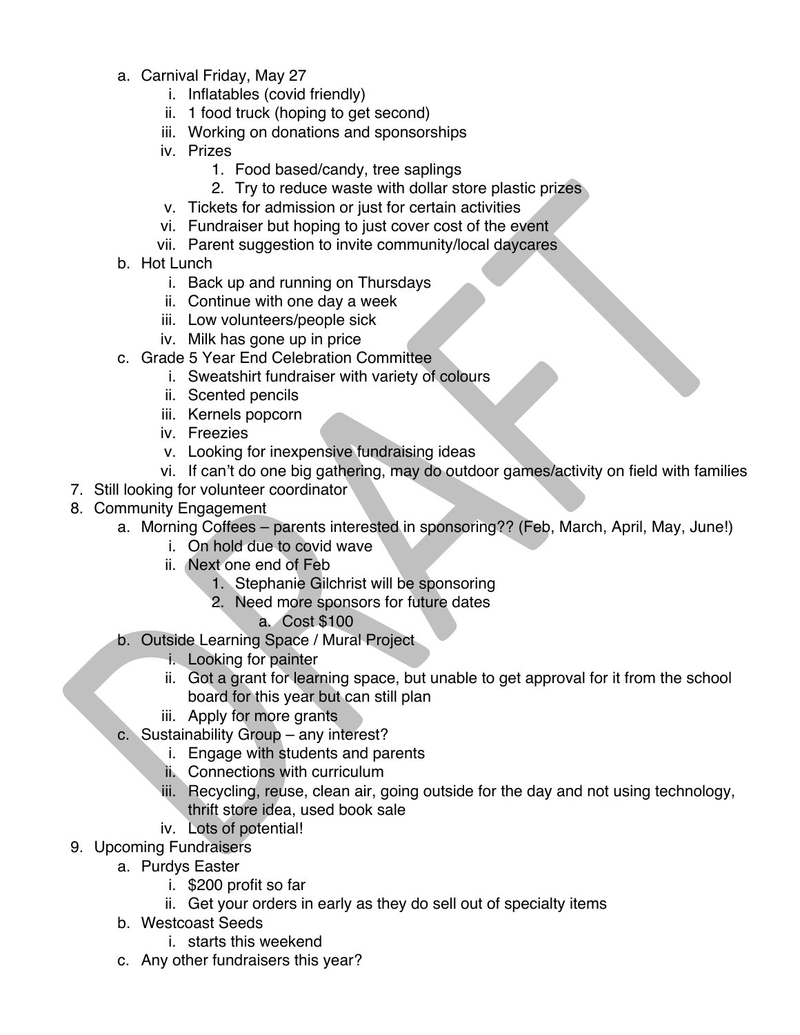a. Carnival Friday, May 27
      i. Inflatables (covid friendly)
      ii. 1 food truck (hoping to get second)
      iii. Working on donations and sponsorships
      iv. Prizes
         1. Food based/candy, tree saplings
         2. Try to reduce waste with dollar store plastic prizes
      v. Tickets for admission or just for certain activities
      vi. Fundraiser but hoping to just cover cost of the event
      vii. Parent suggestion to invite community/local daycares
   b. Hot Lunch
      i. Back up and running on Thursdays
      ii. Continue with one day a week
      iii. Low volunteers/people sick
      iv. Milk has gone up in price
   c. Grade 5 Year End Celebration Committee
      i. Sweatshirt fundraiser with variety of colours
      ii. Scented pencils
      iii. Kernels popcorn
      iv. Freezies
      v. Looking for inexpensive fundraising ideas
      vi. If can't do one big gathering, may do outdoor games/activity on field with families

7. Still looking for volunteer coordinator
8. Community Engagement
   a. Morning Coffees – parents interested in sponsoring?? (Feb, March, April, May, June!)
      i. On hold due to covid wave
      ii. Next one end of Feb
         1. Stephanie Gilchrist will be sponsoring
         2. Need more sponsors for future dates
            a. Cost $100
   b. Outside Learning Space / Mural Project
      i. Looking for painter
      ii. Got a grant for learning space, but unable to get approval for it from the school board for this year but can still plan
      iii. Apply for more grants
   c. Sustainability Group – any interest?
      i. Engage with students and parents
      ii. Connections with curriculum
      iii. Recycling, reuse, clean air, going outside for the day and not using technology, thrift store idea, used book sale
      iv. Lots of potential!
9. Upcoming Fundraisers
   a. Purdys Easter
      i. $200 profit so far
      ii. Get your orders in early as they do sell out of specialty items
   b. Westcoast Seeds
      i. starts this weekend
   c. Any other fundraisers this year?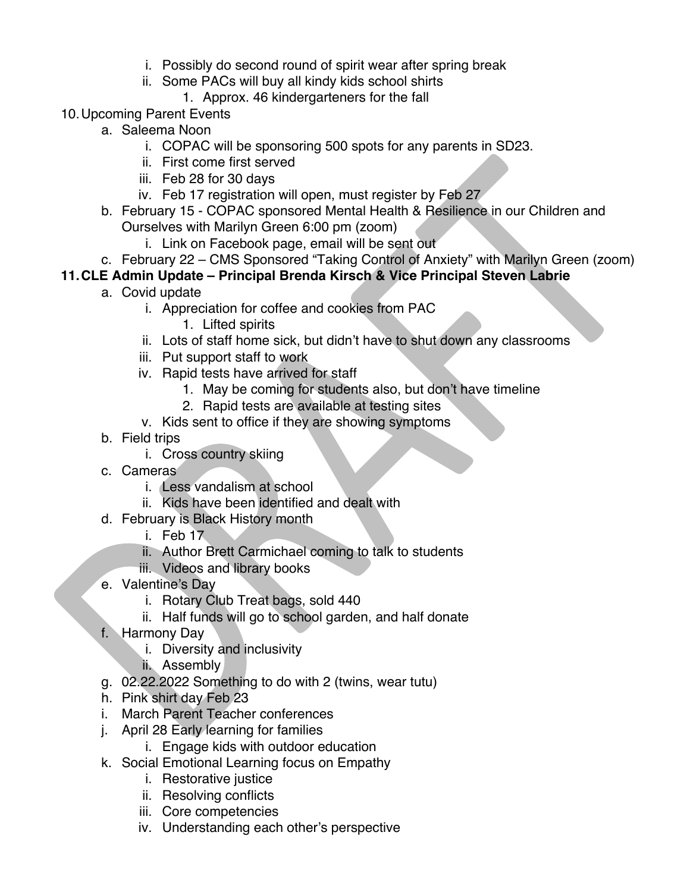i. Possibly do second round of spirit wear after spring break
   ii. Some PACs will buy all kindy kids school shirts
      1. Approx. 46 kindergarteners for the fall

10. Upcoming Parent Events
   a. Saleema Noon
      i. COPAC will be sponsoring 500 spots for any parents in SD23.
      ii. First come first served
      iii. Feb 28 for 30 days
      iv. Feb 17 registration will open, must register by Feb 27
   b. February 15 - COPAC sponsored Mental Health & Resilience in our Children and Ourselves with Marilyn Green 6:00 pm (zoom)
      i. Link on Facebook page, email will be sent out
   c. February 22 – CMS Sponsored "Taking Control of Anxiety" with Marilyn Green (zoom)

**11. CLE Admin Update – Principal Brenda Kirsch & Vice Principal Steven Labrie**
   a. Covid update
      i. Appreciation for coffee and cookies from PAC
         1. Lifted spirits
      ii. Lots of staff home sick, but didn't have to shut down any classrooms
      iii. Put support staff to work
      iv. Rapid tests have arrived for staff
         1. May be coming for students also, but don't have timeline
         2. Rapid tests are available at testing sites
      v. Kids sent to office if they are showing symptoms
   b. Field trips
      i. Cross country skiing
   c. Cameras
      i. Less vandalism at school
      ii. Kids have been identified and dealt with
   d. February is Black History month
      i. Feb 17
      ii. Author Brett Carmichael coming to talk to students
      iii. Videos and library books
   e. Valentine's Day
      i. Rotary Club Treat bags, sold 440
      ii. Half funds will go to school garden, and half donate
   f. Harmony Day
      i. Diversity and inclusivity
      ii. Assembly
   g. 02.22.2022 Something to do with 2 (twins, wear tutu)
   h. Pink shirt day Feb 23
   i. March Parent Teacher conferences
   j. April 28 Early learning for families
      i. Engage kids with outdoor education
   k. Social Emotional Learning focus on Empathy
      i. Restorative justice
      ii. Resolving conflicts
      iii. Core competencies
      iv. Understanding each other's perspective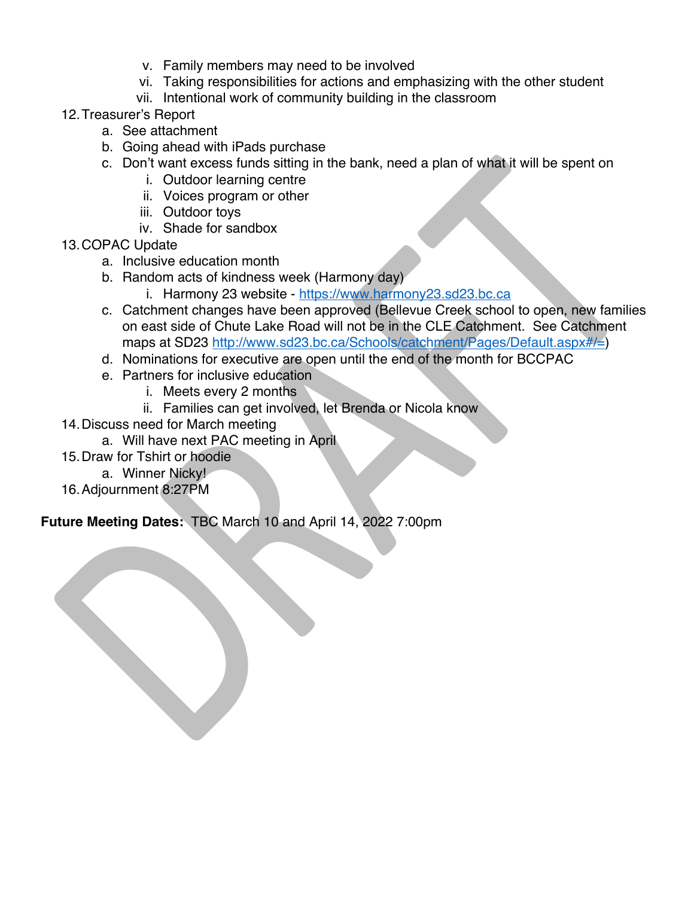v. Family members may need to be involved
   vi. Taking responsibilities for actions and emphasizing with the other student
   vii. Intentional work of community building in the classroom

12. Treasurer's Report
    a. See attachment
    b. Going ahead with iPads purchase
    c. Don't want excess funds sitting in the bank, need a plan of what it will be spent on
       i. Outdoor learning centre
       ii. Voices program or other
       iii. Outdoor toys
       iv. Shade for sandbox
13. COPAC Update
    a. Inclusive education month
    b. Random acts of kindness week (Harmony day)
       i. Harmony 23 website - https://www.harmony23.sd23.bc.ca
    c. Catchment changes have been approved (Bellevue Creek school to open, new families on east side of Chute Lake Road will not be in the CLE Catchment. See Catchment maps at SD23 http://www.sd23.bc.ca/Schools/catchment/Pages/Default.aspx#/=)
    d. Nominations for executive are open until the end of the month for BCCPAC
    e. Partners for inclusive education
       i. Meets every 2 months
       ii. Families can get involved, let Brenda or Nicola know
14. Discuss need for March meeting
    a. Will have next PAC meeting in April
15. Draw for Tshirt or hoodie
    a. Winner Nicky!
16. Adjournment 8:27PM

**Future Meeting Dates:** TBC March 10 and April 14, 2022 7:00pm

DRAFT